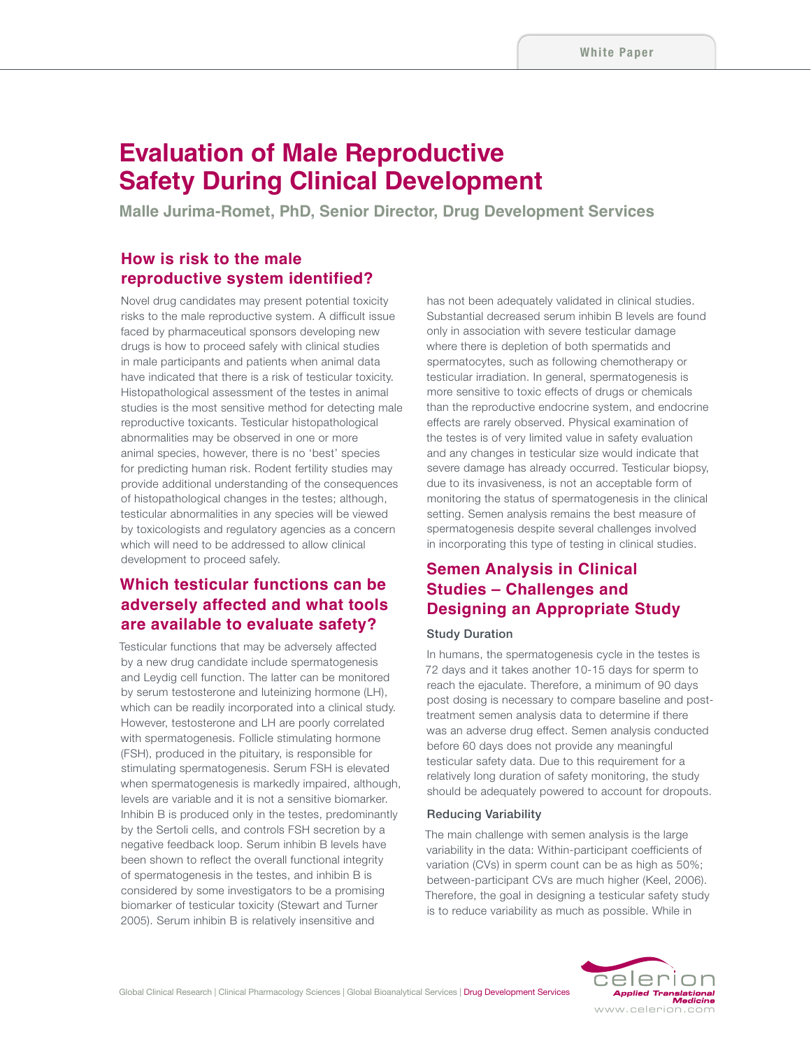# Evaluation of Male Reproductive Safety During Clinical Development

**Malle Jurima-Romet, PhD, Senior Director, Drug Development Services**

## How is risk to the male reproductive system identified?

Novel drug candidates may present potential toxicity risks to the male reproductive system. A difficult issue faced by pharmaceutical sponsors developing new drugs is how to proceed safely with clinical studies in male participants and patients when animal data have indicated that there is a risk of testicular toxicity. Histopathological assessment of the testes in animal studies is the most sensitive method for detecting male reproductive toxicants. Testicular histopathological abnormalities may be observed in one or more animal species, however, there is no 'best' species for predicting human risk. Rodent fertility studies may provide additional understanding of the consequences of histopathological changes in the testes; although, testicular abnormalities in any species will be viewed by toxicologists and regulatory agencies as a concern which will need to be addressed to allow clinical development to proceed safely.

## Which testicular functions can be adversely affected and what tools are available to evaluate safety?

Testicular functions that may be adversely affected by a new drug candidate include spermatogenesis and Leydig cell function. The latter can be monitored by serum testosterone and luteinizing hormone (LH), which can be readily incorporated into a clinical study. However, testosterone and LH are poorly correlated with spermatogenesis. Follicle stimulating hormone (FSH), produced in the pituitary, is responsible for stimulating spermatogenesis. Serum FSH is elevated when spermatogenesis is markedly impaired, although, levels are variable and it is not a sensitive biomarker. Inhibin B is produced only in the testes, predominantly by the Sertoli cells, and controls FSH secretion by a negative feedback loop. Serum inhibin B levels have been shown to reflect the overall functional integrity of spermatogenesis in the testes, and inhibin B is considered by some investigators to be a promising biomarker of testicular toxicity (Stewart and Turner 2005). Serum inhibin B is relatively insensitive and has not been adequately validated in clinical studies. Substantial decreased serum inhibin B levels are found only in association with severe testicular damage where there is depletion of both spermatids and spermatocytes, such as following chemotherapy or testicular irradiation. In general, spermatogenesis is more sensitive to toxic effects of drugs or chemicals than the reproductive endocrine system, and endocrine effects are rarely observed. Physical examination of the testes is of very limited value in safety evaluation and any changes in testicular size would indicate that severe damage has already occurred. Testicular biopsy, due to its invasiveness, is not an acceptable form of monitoring the status of spermatogenesis in the clinical setting. Semen analysis remains the best measure of spermatogenesis despite several challenges involved in incorporating this type of testing in clinical studies.

## Semen Analysis in Clinical Studies – Challenges and Designing an Appropriate Study

### Study Duration

In humans, the spermatogenesis cycle in the testes is 72 days and it takes another 10-15 days for sperm to reach the ejaculate. Therefore, a minimum of 90 days post dosing is necessary to compare baseline and post-treatment semen analysis data to determine if there was an adverse drug effect. Semen analysis conducted before 60 days does not provide any meaningful testicular safety data. Due to this requirement for a relatively long duration of safety monitoring, the study should be adequately powered to account for dropouts.

### Reducing Variability

The main challenge with semen analysis is the large variability in the data: Within-participant coefficients of variation (CVs) in sperm count can be as high as 50%; between-participant CVs are much higher (Keel, 2006). Therefore, the goal in designing a testicular safety study is to reduce variability as much as possible. While in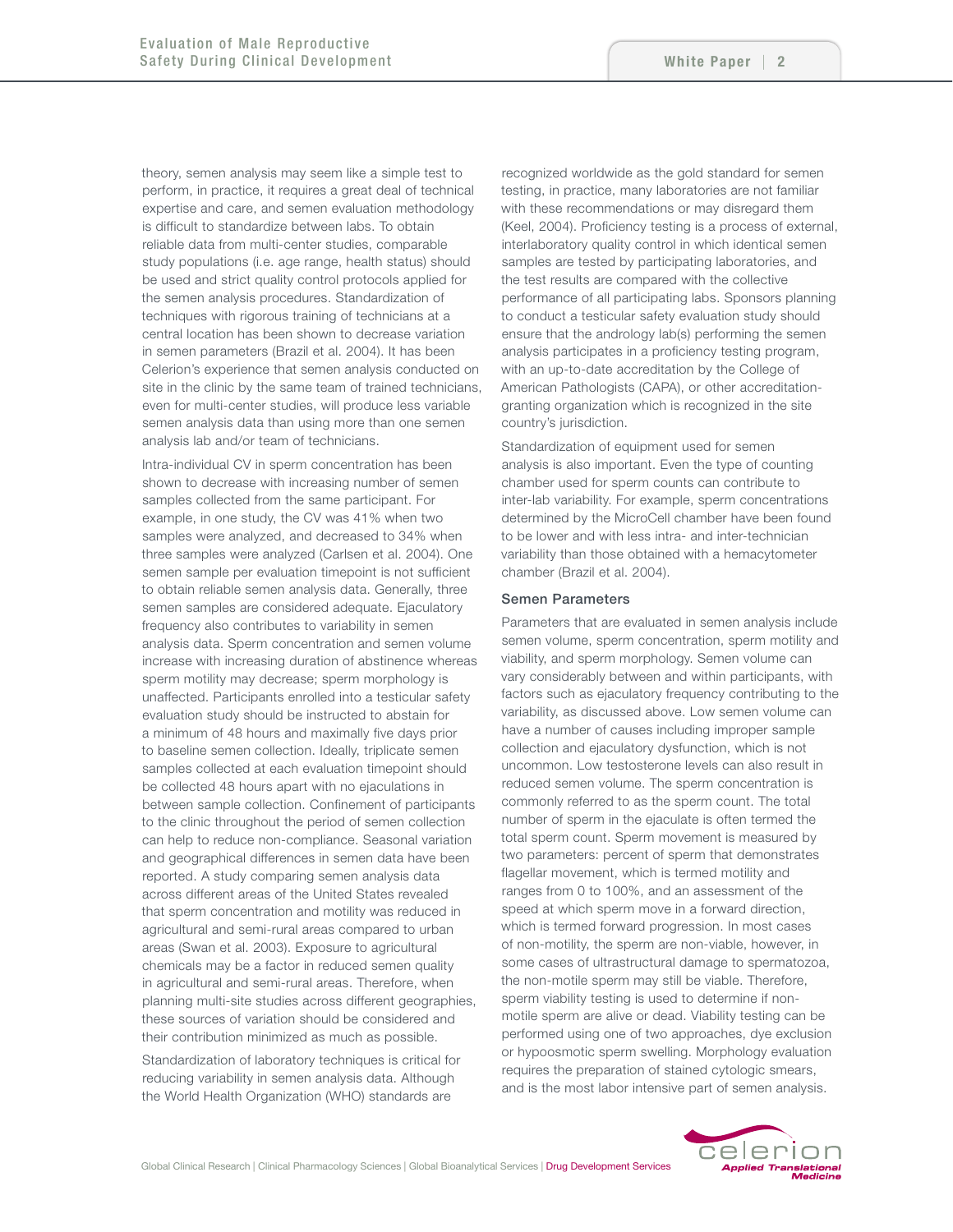theory, semen analysis may seem like a simple test to perform, in practice, it requires a great deal of technical expertise and care, and semen evaluation methodology is difficult to standardize between labs. To obtain reliable data from multi-center studies, comparable study populations (i.e. age range, health status) should be used and strict quality control protocols applied for the semen analysis procedures. Standardization of techniques with rigorous training of technicians at a central location has been shown to decrease variation in semen parameters (Brazil et al. 2004). It has been Celerion's experience that semen analysis conducted on site in the clinic by the same team of trained technicians, even for multi-center studies, will produce less variable semen analysis data than using more than one semen analysis lab and/or team of technicians.

Intra-individual CV in sperm concentration has been shown to decrease with increasing number of semen samples collected from the same participant. For example, in one study, the CV was 41% when two samples were analyzed, and decreased to 34% when three samples were analyzed (Carlsen et al. 2004). One semen sample per evaluation timepoint is not sufficient to obtain reliable semen analysis data. Generally, three semen samples are considered adequate. Ejaculatory frequency also contributes to variability in semen analysis data. Sperm concentration and semen volume increase with increasing duration of abstinence whereas sperm motility may decrease; sperm morphology is unaffected. Participants enrolled into a testicular safety evaluation study should be instructed to abstain for a minimum of 48 hours and maximally five days prior to baseline semen collection. Ideally, triplicate semen samples collected at each evaluation timepoint should be collected 48 hours apart with no ejaculations in between sample collection. Confinement of participants to the clinic throughout the period of semen collection can help to reduce non-compliance. Seasonal variation and geographical differences in semen data have been reported. A study comparing semen analysis data across different areas of the United States revealed that sperm concentration and motility was reduced in agricultural and semi-rural areas compared to urban areas (Swan et al. 2003). Exposure to agricultural chemicals may be a factor in reduced semen quality in agricultural and semi-rural areas. Therefore, when planning multi-site studies across different geographies, these sources of variation should be considered and their contribution minimized as much as possible.

Standardization of laboratory techniques is critical for reducing variability in semen analysis data. Although the World Health Organization (WHO) standards are recognized worldwide as the gold standard for semen testing, in practice, many laboratories are not familiar with these recommendations or may disregard them (Keel, 2004). Proficiency testing is a process of external, interlaboratory quality control in which identical semen samples are tested by participating laboratories, and the test results are compared with the collective performance of all participating labs. Sponsors planning to conduct a testicular safety evaluation study should ensure that the andrology lab(s) performing the semen analysis participates in a proficiency testing program, with an up-to-date accreditation by the College of American Pathologists (CAPA), or other accreditation-granting organization which is recognized in the site country's jurisdiction.

Standardization of equipment used for semen analysis is also important. Even the type of counting chamber used for sperm counts can contribute to inter-lab variability. For example, sperm concentrations determined by the MicroCell chamber have been found to be lower and with less intra- and inter-technician variability than those obtained with a hemacytometer chamber (Brazil et al. 2004).

### Semen Parameters

Parameters that are evaluated in semen analysis include semen volume, sperm concentration, sperm motility and viability, and sperm morphology. Semen volume can vary considerably between and within participants, with factors such as ejaculatory frequency contributing to the variability, as discussed above. Low semen volume can have a number of causes including improper sample collection and ejaculatory dysfunction, which is not uncommon. Low testosterone levels can also result in reduced semen volume. The sperm concentration is commonly referred to as the sperm count. The total number of sperm in the ejaculate is often termed the total sperm count. Sperm movement is measured by two parameters: percent of sperm that demonstrates flagellar movement, which is termed motility and ranges from 0 to 100%, and an assessment of the speed at which sperm move in a forward direction, which is termed forward progression. In most cases of non-motility, the sperm are non-viable, however, in some cases of ultrastructural damage to spermatozoa, the non-motile sperm may still be viable. Therefore, sperm viability testing is used to determine if non-motile sperm are alive or dead. Viability testing can be performed using one of two approaches, dye exclusion or hypoosmotic sperm swelling. Morphology evaluation requires the preparation of stained cytologic smears, and is the most labor intensive part of semen analysis.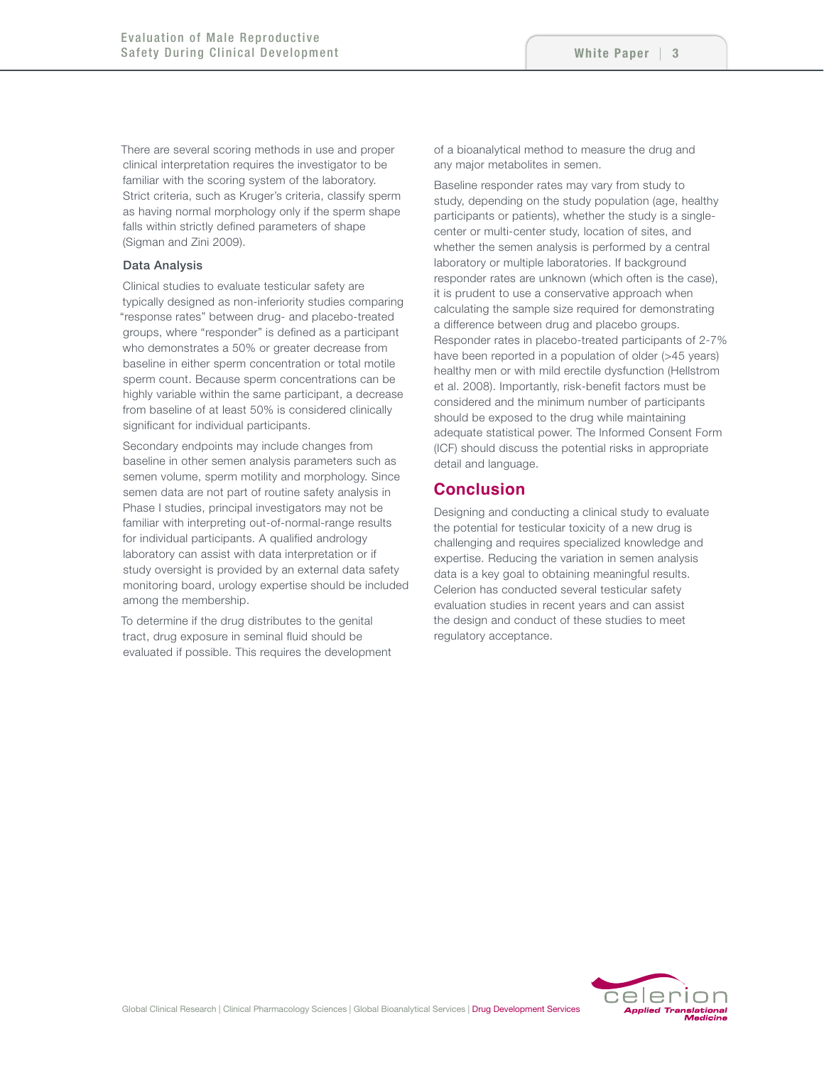There are several scoring methods in use and proper clinical interpretation requires the investigator to be familiar with the scoring system of the laboratory. Strict criteria, such as Kruger's criteria, classify sperm as having normal morphology only if the sperm shape falls within strictly defined parameters of shape (Sigman and Zini 2009).

### Data Analysis

Clinical studies to evaluate testicular safety are typically designed as non-inferiority studies comparing "response rates" between drug- and placebo-treated groups, where "responder" is defined as a participant who demonstrates a 50% or greater decrease from baseline in either sperm concentration or total motile sperm count. Because sperm concentrations can be highly variable within the same participant, a decrease from baseline of at least 50% is considered clinically significant for individual participants.

Secondary endpoints may include changes from baseline in other semen analysis parameters such as semen volume, sperm motility and morphology. Since semen data are not part of routine safety analysis in Phase I studies, principal investigators may not be familiar with interpreting out-of-normal-range results for individual participants. A qualified andrology laboratory can assist with data interpretation or if study oversight is provided by an external data safety monitoring board, urology expertise should be included among the membership.

To determine if the drug distributes to the genital tract, drug exposure in seminal fluid should be evaluated if possible. This requires the development of a bioanalytical method to measure the drug and any major metabolites in semen.

Baseline responder rates may vary from study to study, depending on the study population (age, healthy participants or patients), whether the study is a single-center or multi-center study, location of sites, and whether the semen analysis is performed by a central laboratory or multiple laboratories. If background responder rates are unknown (which often is the case), it is prudent to use a conservative approach when calculating the sample size required for demonstrating a difference between drug and placebo groups. Responder rates in placebo-treated participants of 2-7% have been reported in a population of older (>45 years) healthy men or with mild erectile dysfunction (Hellstrom et al. 2008). Importantly, risk-benefit factors must be considered and the minimum number of participants should be exposed to the drug while maintaining adequate statistical power. The Informed Consent Form (ICF) should discuss the potential risks in appropriate detail and language.

## Conclusion

Designing and conducting a clinical study to evaluate the potential for testicular toxicity of a new drug is challenging and requires specialized knowledge and expertise. Reducing the variation in semen analysis data is a key goal to obtaining meaningful results. Celerion has conducted several testicular safety evaluation studies in recent years and can assist the design and conduct of these studies to meet regulatory acceptance.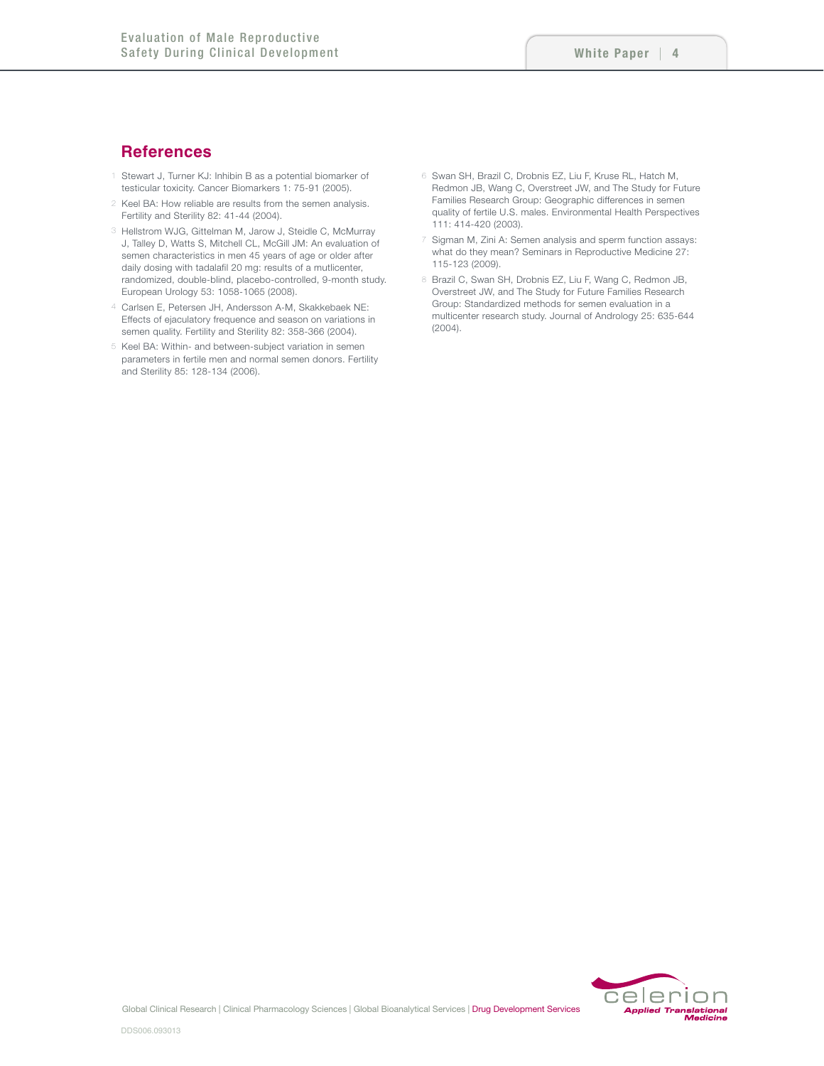## References

1. Stewart J, Turner KJ: Inhibin B as a potential biomarker of testicular toxicity. Cancer Biomarkers 1: 75-91 (2005).
2. Keel BA: How reliable are results from the semen analysis. Fertility and Sterility 82: 41-44 (2004).
3. Hellstrom WJG, Gittelman M, Jarow J, Steidle C, McMurray J, Talley D, Watts S, Mitchell CL, McGill JM: An evaluation of semen characteristics in men 45 years of age or older after daily dosing with tadalafil 20 mg: results of a mutlicenter, randomized, double-blind, placebo-controlled, 9-month study. European Urology 53: 1058-1065 (2008).
4. Carlsen E, Petersen JH, Andersson A-M, Skakkebaek NE: Effects of ejaculatory frequence and season on variations in semen quality. Fertility and Sterility 82: 358-366 (2004).
5. Keel BA: Within- and between-subject variation in semen parameters in fertile men and normal semen donors. Fertility and Sterility 85: 128-134 (2006).
6. Swan SH, Brazil C, Drobnis EZ, Liu F, Kruse RL, Hatch M, Redmon JB, Wang C, Overstreet JW, and The Study for Future Families Research Group: Geographic differences in semen quality of fertile U.S. males. Environmental Health Perspectives 111: 414-420 (2003).
7. Sigman M, Zini A: Semen analysis and sperm function assays: what do they mean? Seminars in Reproductive Medicine 27: 115-123 (2009).
8. Brazil C, Swan SH, Drobnis EZ, Liu F, Wang C, Redmon JB, Overstreet JW, and The Study for Future Families Research Group: Standardized methods for semen evaluation in a multicenter research study. Journal of Andrology 25: 635-644 (2004).

Global Clinical Research | Clinical Pharmacology Sciences | Global Bioanalytical Services | Drug Development Services

celerion Applied Translational Medicine

DDS006.093013